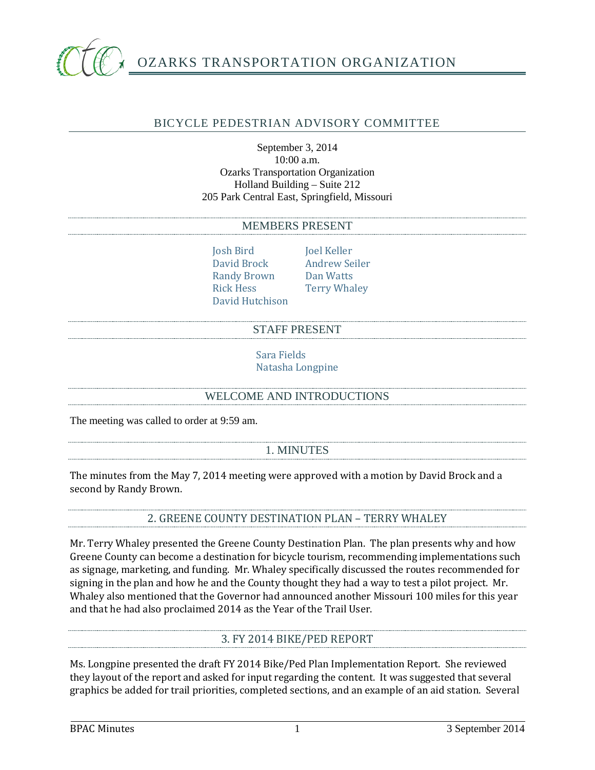# OZARKS TRANSPORTATION ORGANIZATION

## BICYCLE PEDESTRIAN ADVISORY COMMITTEE

September 3, 2014
10:00 a.m.
Ozarks Transportation Organization
Holland Building – Suite 212
205 Park Central East, Springfield, Missouri

### MEMBERS PRESENT

Josh Bird
David Brock
Randy Brown
Rick Hess
David Hutchison
Joel Keller
Andrew Seiler
Dan Watts
Terry Whaley

### STAFF PRESENT

Sara Fields
Natasha Longpine

### WELCOME AND INTRODUCTIONS

The meeting was called to order at 9:59 am.

### 1. MINUTES

The minutes from the May 7, 2014 meeting were approved with a motion by David Brock and a second by Randy Brown.

### 2. GREENE COUNTY DESTINATION PLAN – TERRY WHALEY

Mr. Terry Whaley presented the Greene County Destination Plan. The plan presents why and how Greene County can become a destination for bicycle tourism, recommending implementations such as signage, marketing, and funding. Mr. Whaley specifically discussed the routes recommended for signing in the plan and how he and the County thought they had a way to test a pilot project. Mr. Whaley also mentioned that the Governor had announced another Missouri 100 miles for this year and that he had also proclaimed 2014 as the Year of the Trail User.

### 3. FY 2014 BIKE/PED REPORT

Ms. Longpine presented the draft FY 2014 Bike/Ped Plan Implementation Report. She reviewed they layout of the report and asked for input regarding the content. It was suggested that several graphics be added for trail priorities, completed sections, and an example of an aid station. Several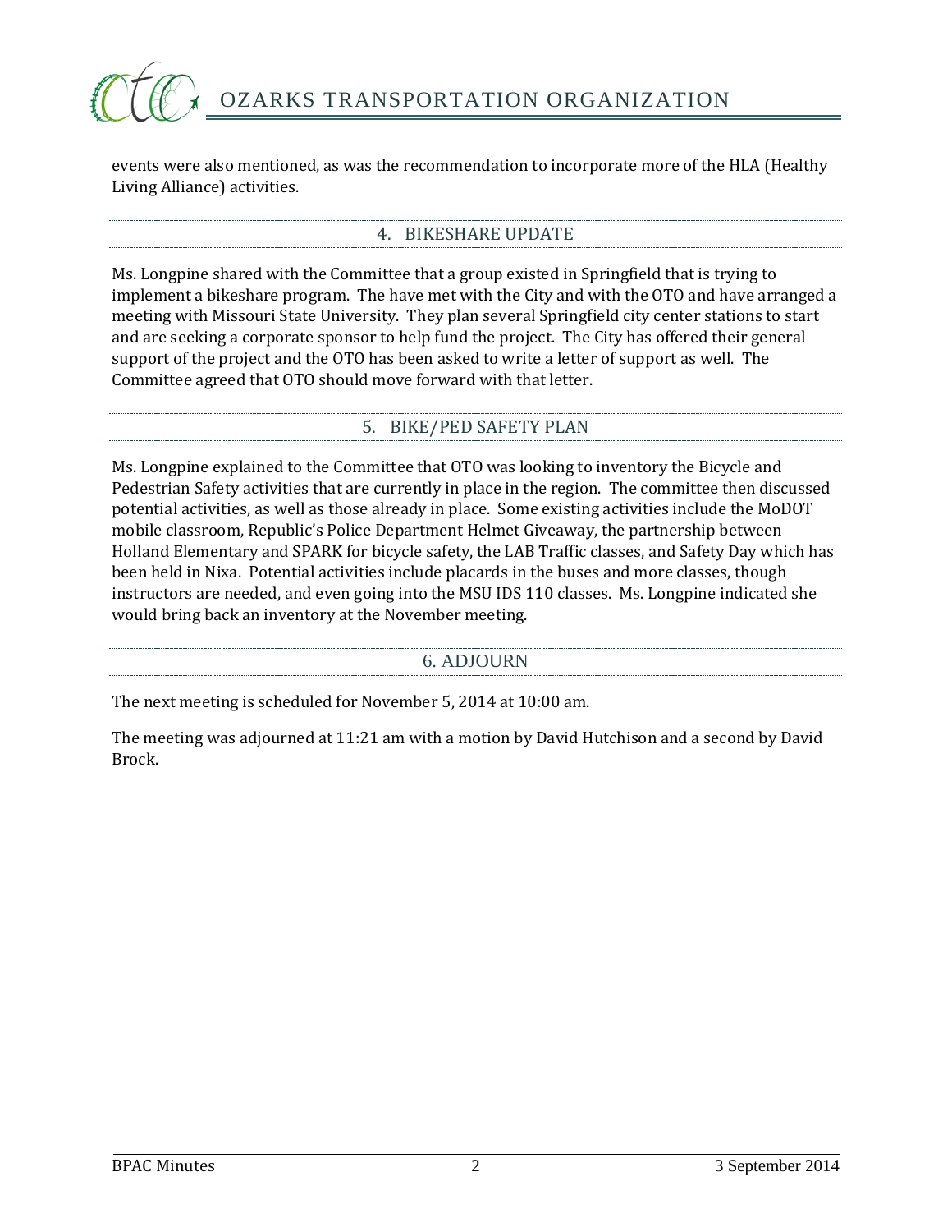events were also mentioned, as was the recommendation to incorporate more of the HLA (Healthy Living Alliance) activities.

## 4. BIKESHARE UPDATE

Ms. Longpine shared with the Committee that a group existed in Springfield that is trying to implement a bikeshare program. The have met with the City and with the OTO and have arranged a meeting with Missouri State University. They plan several Springfield city center stations to start and are seeking a corporate sponsor to help fund the project. The City has offered their general support of the project and the OTO has been asked to write a letter of support as well. The Committee agreed that OTO should move forward with that letter.

## 5. BIKE/PED SAFETY PLAN

Ms. Longpine explained to the Committee that OTO was looking to inventory the Bicycle and Pedestrian Safety activities that are currently in place in the region. The committee then discussed potential activities, as well as those already in place. Some existing activities include the MoDOT mobile classroom, Republic's Police Department Helmet Giveaway, the partnership between Holland Elementary and SPARK for bicycle safety, the LAB Traffic classes, and Safety Day which has been held in Nixa. Potential activities include placards in the buses and more classes, though instructors are needed, and even going into the MSU IDS 110 classes. Ms. Longpine indicated she would bring back an inventory at the November meeting.

## 6. ADJOURN

The next meeting is scheduled for November 5, 2014 at 10:00 am.

The meeting was adjourned at 11:21 am with a motion by David Hutchison and a second by David Brock.